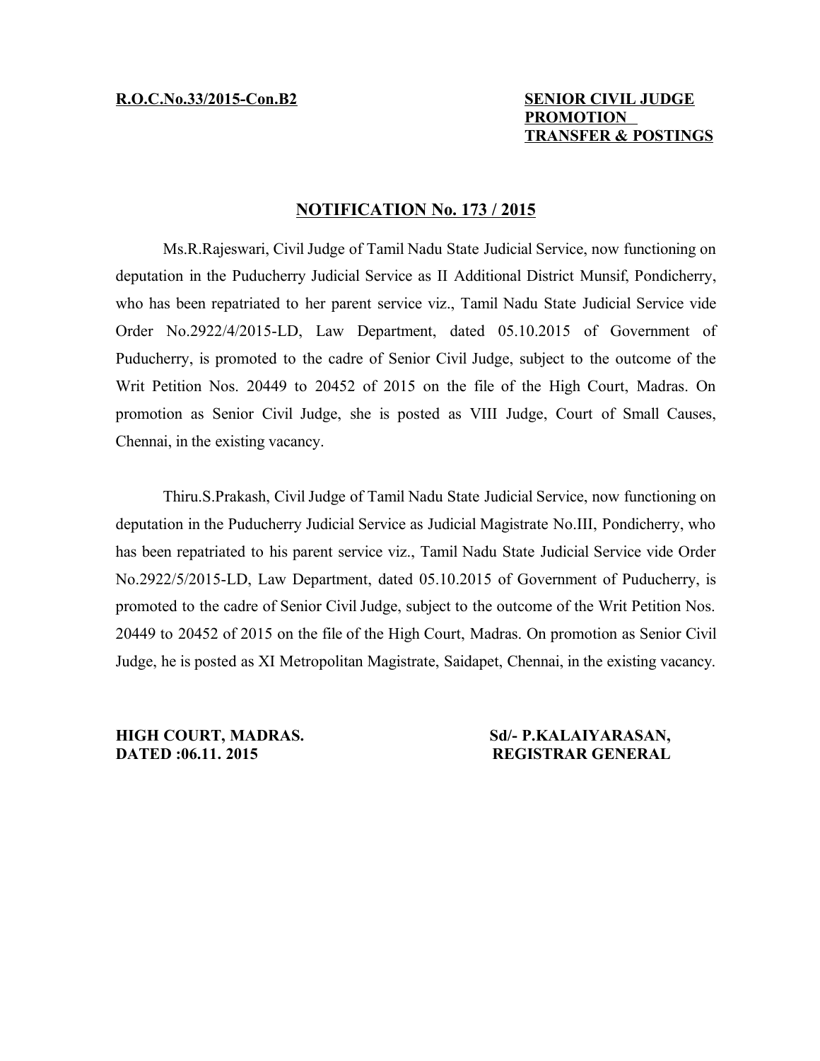**R.O.C.No.33/2015-Con.B2**

**SENIOR CIVIL JUDGE**
**PROMOTION**
**TRANSFER & POSTINGS**

## NOTIFICATION No. 173 / 2015

Ms.R.Rajeswari, Civil Judge of Tamil Nadu State Judicial Service, now functioning on deputation in the Puducherry Judicial Service as II Additional District Munsif, Pondicherry, who has been repatriated to her parent service viz., Tamil Nadu State Judicial Service vide Order No.2922/4/2015-LD, Law Department, dated 05.10.2015 of Government of Puducherry, is promoted to the cadre of Senior Civil Judge, subject to the outcome of the Writ Petition Nos. 20449 to 20452 of 2015 on the file of the High Court, Madras. On promotion as Senior Civil Judge, she is posted as VIII Judge, Court of Small Causes, Chennai, in the existing vacancy.

Thiru.S.Prakash, Civil Judge of Tamil Nadu State Judicial Service, now functioning on deputation in the Puducherry Judicial Service as Judicial Magistrate No.III, Pondicherry, who has been repatriated to his parent service viz., Tamil Nadu State Judicial Service vide Order No.2922/5/2015-LD, Law Department, dated 05.10.2015 of Government of Puducherry, is promoted to the cadre of Senior Civil Judge, subject to the outcome of the Writ Petition Nos. 20449 to 20452 of 2015 on the file of the High Court, Madras. On promotion as Senior Civil Judge, he is posted as XI Metropolitan Magistrate, Saidapet, Chennai, in the existing vacancy.

**HIGH COURT, MADRAS.**
**DATED :06.11. 2015**

**Sd/- P.KALAIYARASAN,**
**REGISTRAR GENERAL**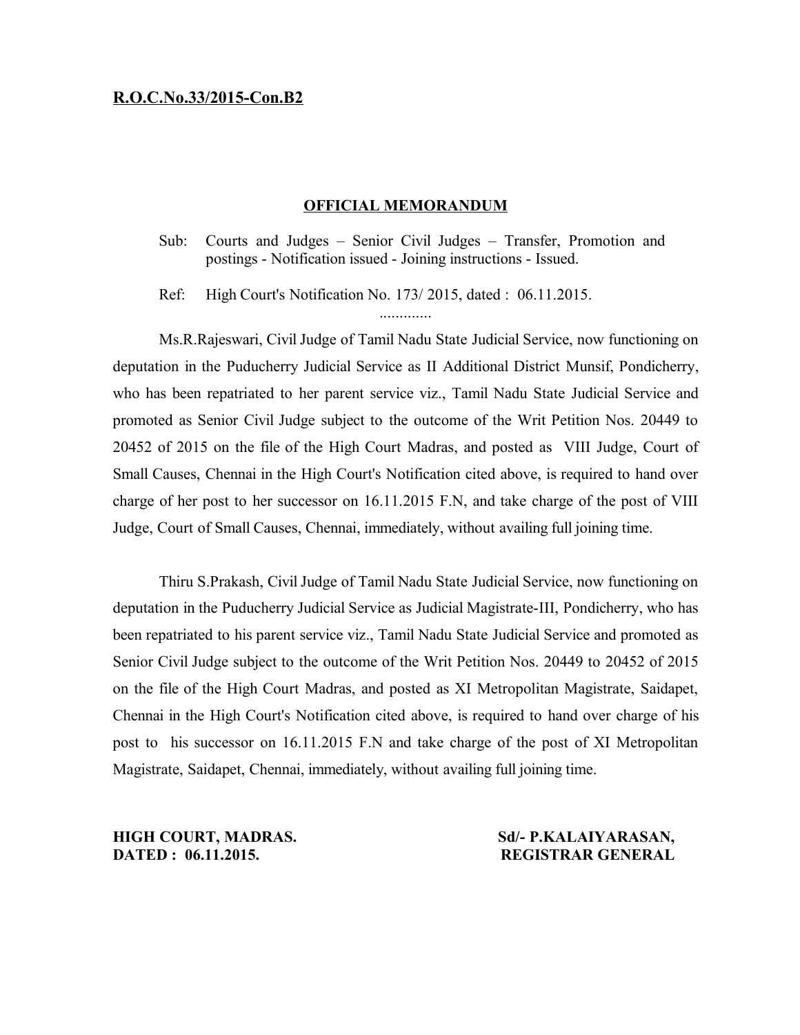**R.O.C.No.33/2015-Con.B2**

**OFFICIAL MEMORANDUM**

Sub: Courts and Judges – Senior Civil Judges – Transfer, Promotion and postings - Notification issued - Joining instructions - Issued.

Ref: High Court's Notification No. 173/ 2015, dated : 06.11.2015.

.............

Ms.R.Rajeswari, Civil Judge of Tamil Nadu State Judicial Service, now functioning on deputation in the Puducherry Judicial Service as II Additional District Munsif, Pondicherry, who has been repatriated to her parent service viz., Tamil Nadu State Judicial Service and promoted as Senior Civil Judge subject to the outcome of the Writ Petition Nos. 20449 to 20452 of 2015 on the file of the High Court Madras, and posted as VIII Judge, Court of Small Causes, Chennai in the High Court's Notification cited above, is required to hand over charge of her post to her successor on 16.11.2015 F.N, and take charge of the post of VIII Judge, Court of Small Causes, Chennai, immediately, without availing full joining time.

Thiru S.Prakash, Civil Judge of Tamil Nadu State Judicial Service, now functioning on deputation in the Puducherry Judicial Service as Judicial Magistrate-III, Pondicherry, who has been repatriated to his parent service viz., Tamil Nadu State Judicial Service and promoted as Senior Civil Judge subject to the outcome of the Writ Petition Nos. 20449 to 20452 of 2015 on the file of the High Court Madras, and posted as XI Metropolitan Magistrate, Saidapet, Chennai in the High Court's Notification cited above, is required to hand over charge of his post to his successor on 16.11.2015 F.N and take charge of the post of XI Metropolitan Magistrate, Saidapet, Chennai, immediately, without availing full joining time.

**HIGH COURT, MADRAS.**
**DATED : 06.11.2015.**

**Sd/- P.KALAIYARASAN,**
**REGISTRAR GENERAL**